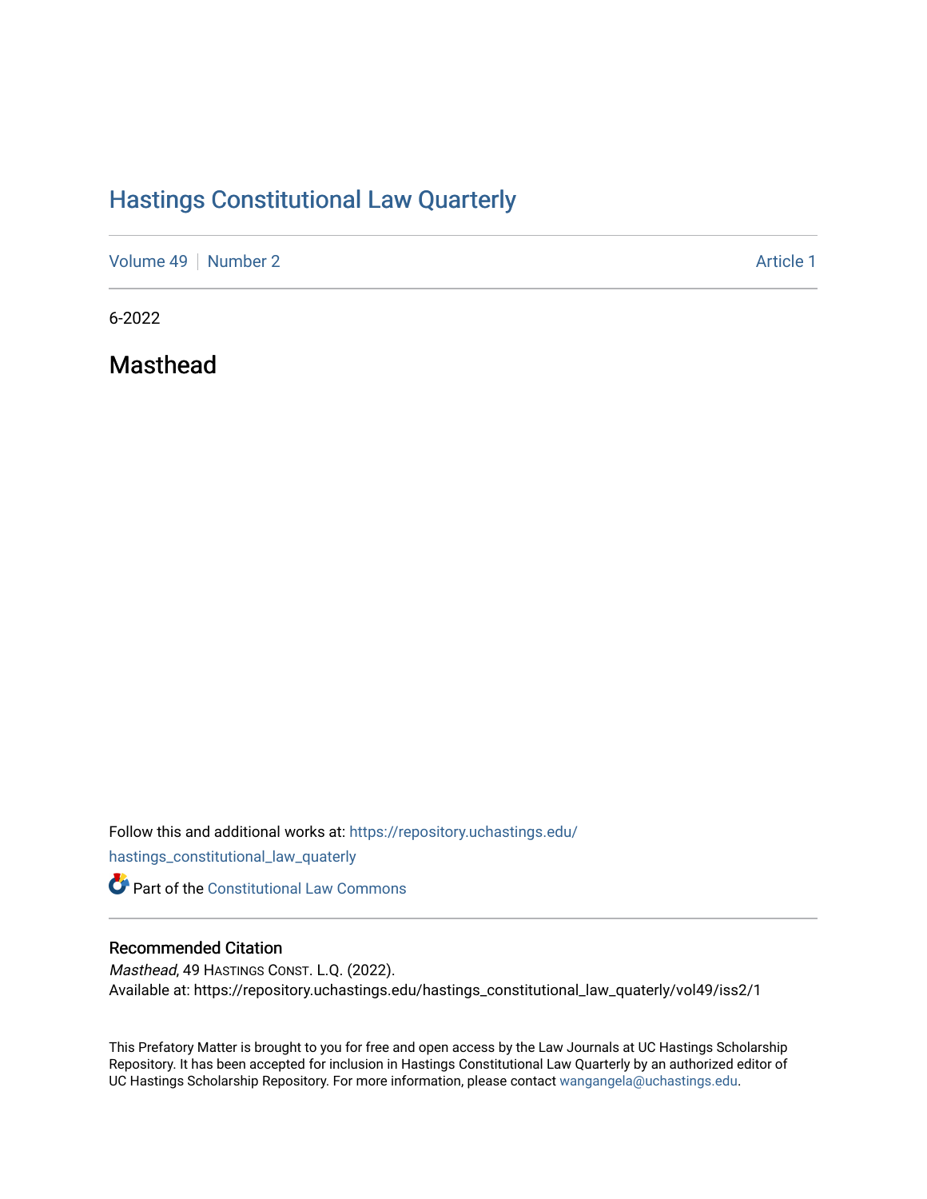# Hastings Constitutional Law Quarterly

Volume 49 | Number 2 | Article 1

6-2022

## Masthead

Follow this and additional works at: https://repository.uchastings.edu/hastings_constitutional_law_quaterly

Part of the Constitutional Law Commons

### Recommended Citation

*Masthead*, 49 HASTINGS CONST. L.Q. (2022).
Available at: https://repository.uchastings.edu/hastings_constitutional_law_quaterly/vol49/iss2/1

This Prefatory Matter is brought to you for free and open access by the Law Journals at UC Hastings Scholarship Repository. It has been accepted for inclusion in Hastings Constitutional Law Quarterly by an authorized editor of UC Hastings Scholarship Repository. For more information, please contact wangangela@uchastings.edu.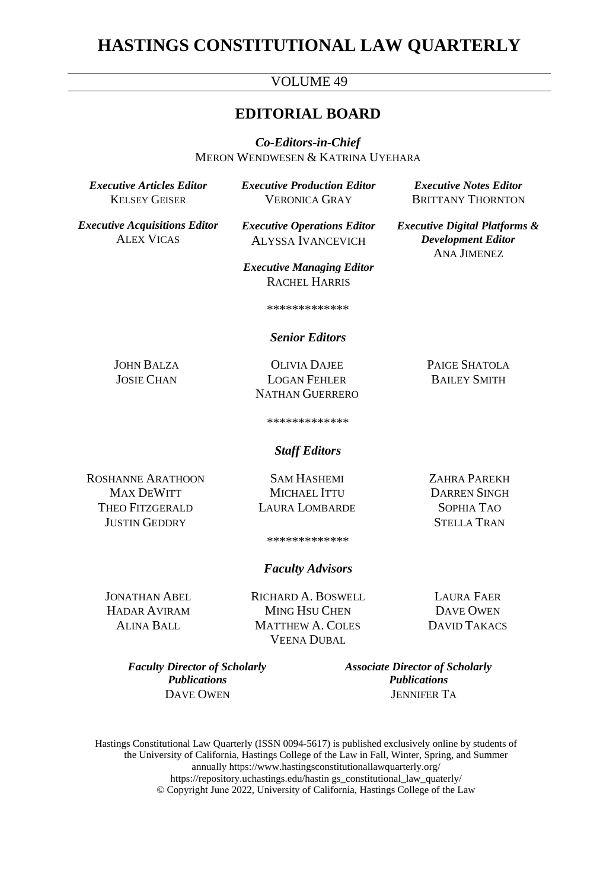# HASTINGS CONSTITUTIONAL LAW QUARTERLY

VOLUME 49

## EDITORIAL BOARD

***Co-Editors-in-Chief***
MERON WENDWESEN & KATRINA UYEHARA

***Executive Articles Editor***
KELSEY GEISER

***Executive Production Editor***
VERONICA GRAY

***Executive Notes Editor***
BRITTANY THORNTON

***Executive Acquisitions Editor***
ALEX VICAS

***Executive Operations Editor***
ALYSSA IVANCEVICH

***Executive Digital Platforms & Development Editor***
ANA JIMENEZ

***Executive Managing Editor***
RACHEL HARRIS

*************

***Senior Editors***

JOHN BALZA
JOSIE CHAN
OLIVIA DAJEE
LOGAN FEHLER
NATHAN GUERRERO
PAIGE SHATOLA
BAILEY SMITH

*************

***Staff Editors***

ROSHANNE ARATHOON
MAX DEWITT
THEO FITZGERALD
JUSTIN GEDDRY
SAM HASHEMI
MICHAEL ITTU
LAURA LOMBARDE
ZAHRA PAREKH
DARREN SINGH
SOPHIA TAO
STELLA TRAN

*************

***Faculty Advisors***

JONATHAN ABEL
HADAR AVIRAM
ALINA BALL
RICHARD A. BOSWELL
MING HSU CHEN
MATTHEW A. COLES
VEENA DUBAL
LAURA FAER
DAVE OWEN
DAVID TAKACS

***Faculty Director of Scholarly Publications***
DAVE OWEN

***Associate Director of Scholarly Publications***
JENNIFER TA

Hastings Constitutional Law Quarterly (ISSN 0094-5617) is published exclusively online by students of the University of California, Hastings College of the Law in Fall, Winter, Spring, and Summer annually https://www.hastingsconstitutionallawquarterly.org/
https://repository.uchastings.edu/hastin gs_constitutional_law_quaterly/
© Copyright June 2022, University of California, Hastings College of the Law